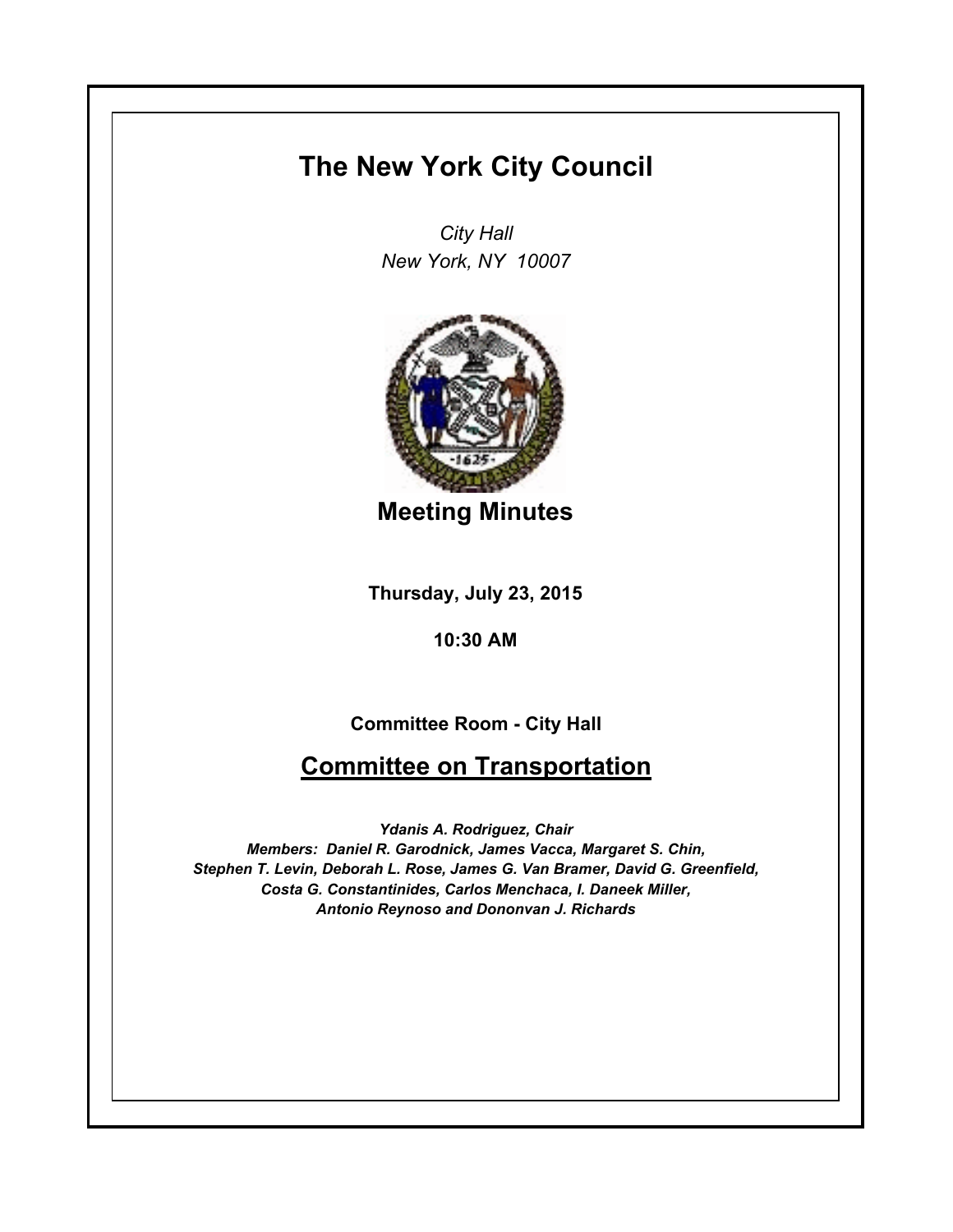# The New York City Council

*City Hall*
*New York, NY 10007*

## Meeting Minutes

**Thursday, July 23, 2015**

**10:30 AM**

**Committee Room - City Hall**

## Committee on Transportation

***Ydanis A. Rodriguez, Chair***
***Members: Daniel R. Garodnick, James Vacca, Margaret S. Chin, Stephen T. Levin, Deborah L. Rose, James G. Van Bramer, David G. Greenfield, Costa G. Constantinides, Carlos Menchaca, I. Daneek Miller, Antonio Reynoso and Dononvan J. Richards***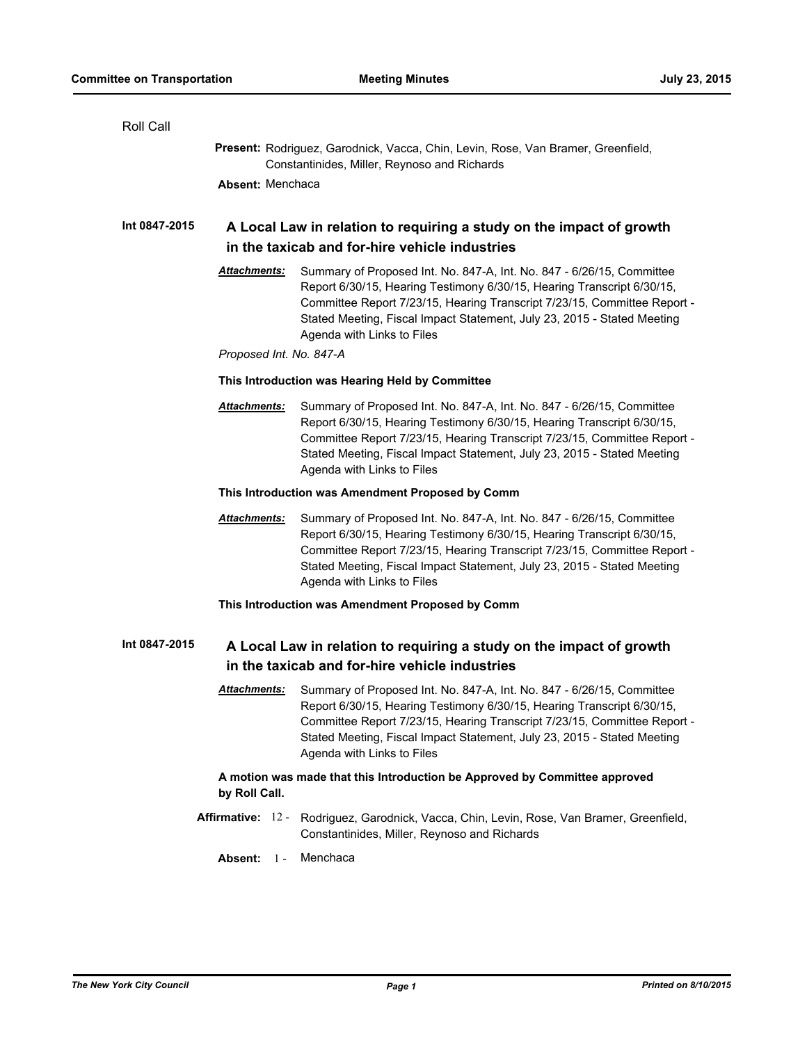Roll Call

**Present:** Rodriguez, Garodnick, Vacca, Chin, Levin, Rose, Van Bramer, Greenfield, Constantinides, Miller, Reynoso and Richards

**Absent:** Menchaca

## Int 0847-2015 A Local Law in relation to requiring a study on the impact of growth in the taxicab and for-hire vehicle industries

***Attachments:*** Summary of Proposed Int. No. 847-A, Int. No. 847 - 6/26/15, Committee Report 6/30/15, Hearing Testimony 6/30/15, Hearing Transcript 6/30/15, Committee Report 7/23/15, Hearing Transcript 7/23/15, Committee Report - Stated Meeting, Fiscal Impact Statement, July 23, 2015 - Stated Meeting Agenda with Links to Files

*Proposed Int. No. 847-A*

**This Introduction was Hearing Held by Committee**

***Attachments:*** Summary of Proposed Int. No. 847-A, Int. No. 847 - 6/26/15, Committee Report 6/30/15, Hearing Testimony 6/30/15, Hearing Transcript 6/30/15, Committee Report 7/23/15, Hearing Transcript 7/23/15, Committee Report - Stated Meeting, Fiscal Impact Statement, July 23, 2015 - Stated Meeting Agenda with Links to Files

**This Introduction was Amendment Proposed by Comm**

***Attachments:*** Summary of Proposed Int. No. 847-A, Int. No. 847 - 6/26/15, Committee Report 6/30/15, Hearing Testimony 6/30/15, Hearing Transcript 6/30/15, Committee Report 7/23/15, Hearing Transcript 7/23/15, Committee Report - Stated Meeting, Fiscal Impact Statement, July 23, 2015 - Stated Meeting Agenda with Links to Files

**This Introduction was Amendment Proposed by Comm**

## Int 0847-2015 A Local Law in relation to requiring a study on the impact of growth in the taxicab and for-hire vehicle industries

***Attachments:*** Summary of Proposed Int. No. 847-A, Int. No. 847 - 6/26/15, Committee Report 6/30/15, Hearing Testimony 6/30/15, Hearing Transcript 6/30/15, Committee Report 7/23/15, Hearing Transcript 7/23/15, Committee Report - Stated Meeting, Fiscal Impact Statement, July 23, 2015 - Stated Meeting Agenda with Links to Files

**A motion was made that this Introduction be Approved by Committee approved by Roll Call.**

**Affirmative:** 12 - Rodriguez, Garodnick, Vacca, Chin, Levin, Rose, Van Bramer, Greenfield, Constantinides, Miller, Reynoso and Richards

**Absent:** 1 - Menchaca